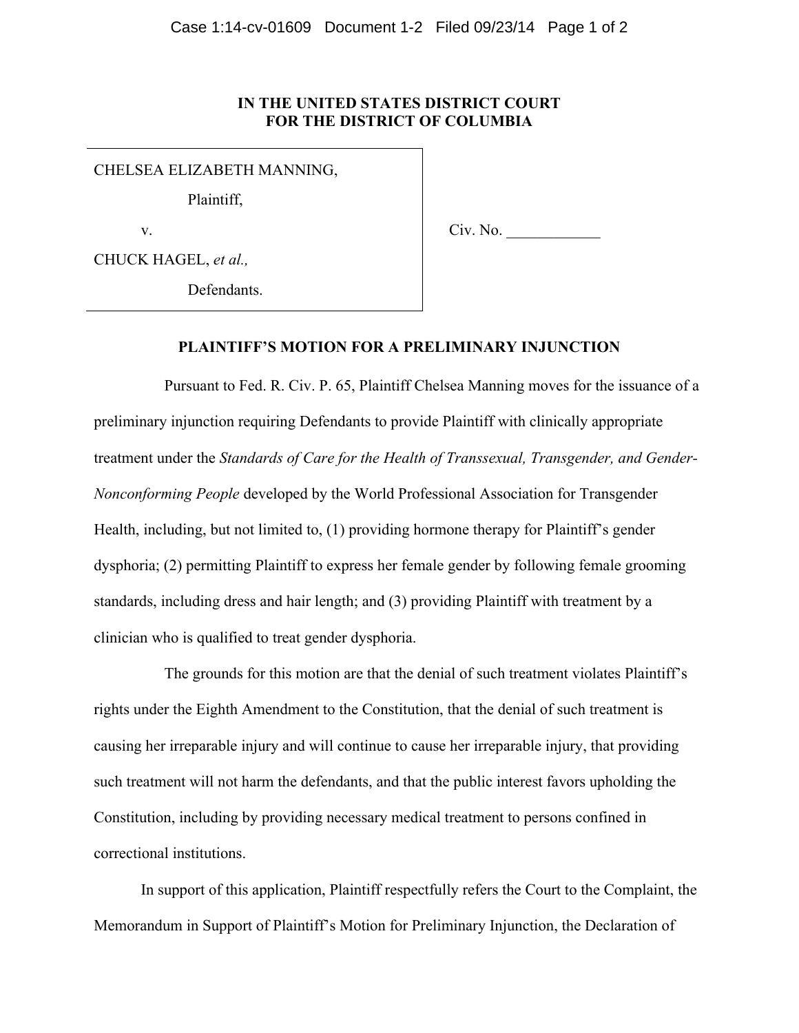**IN THE UNITED STATES DISTRICT COURT**
**FOR THE DISTRICT OF COLUMBIA**

| | |
|---|---|
| CHELSEA ELIZABETH MANNING,<br>Plaintiff,<br>v.<br>CHUCK HAGEL, *et al.,*<br>Defendants. | Civ. No. ____________ |

**PLAINTIFF'S MOTION FOR A PRELIMINARY INJUNCTION**

Pursuant to Fed. R. Civ. P. 65, Plaintiff Chelsea Manning moves for the issuance of a preliminary injunction requiring Defendants to provide Plaintiff with clinically appropriate treatment under the *Standards of Care for the Health of Transsexual, Transgender, and Gender-Nonconforming People* developed by the World Professional Association for Transgender Health, including, but not limited to, (1) providing hormone therapy for Plaintiff's gender dysphoria; (2) permitting Plaintiff to express her female gender by following female grooming standards, including dress and hair length; and (3) providing Plaintiff with treatment by a clinician who is qualified to treat gender dysphoria.

The grounds for this motion are that the denial of such treatment violates Plaintiff's rights under the Eighth Amendment to the Constitution, that the denial of such treatment is causing her irreparable injury and will continue to cause her irreparable injury, that providing such treatment will not harm the defendants, and that the public interest favors upholding the Constitution, including by providing necessary medical treatment to persons confined in correctional institutions.

In support of this application, Plaintiff respectfully refers the Court to the Complaint, the Memorandum in Support of Plaintiff's Motion for Preliminary Injunction, the Declaration of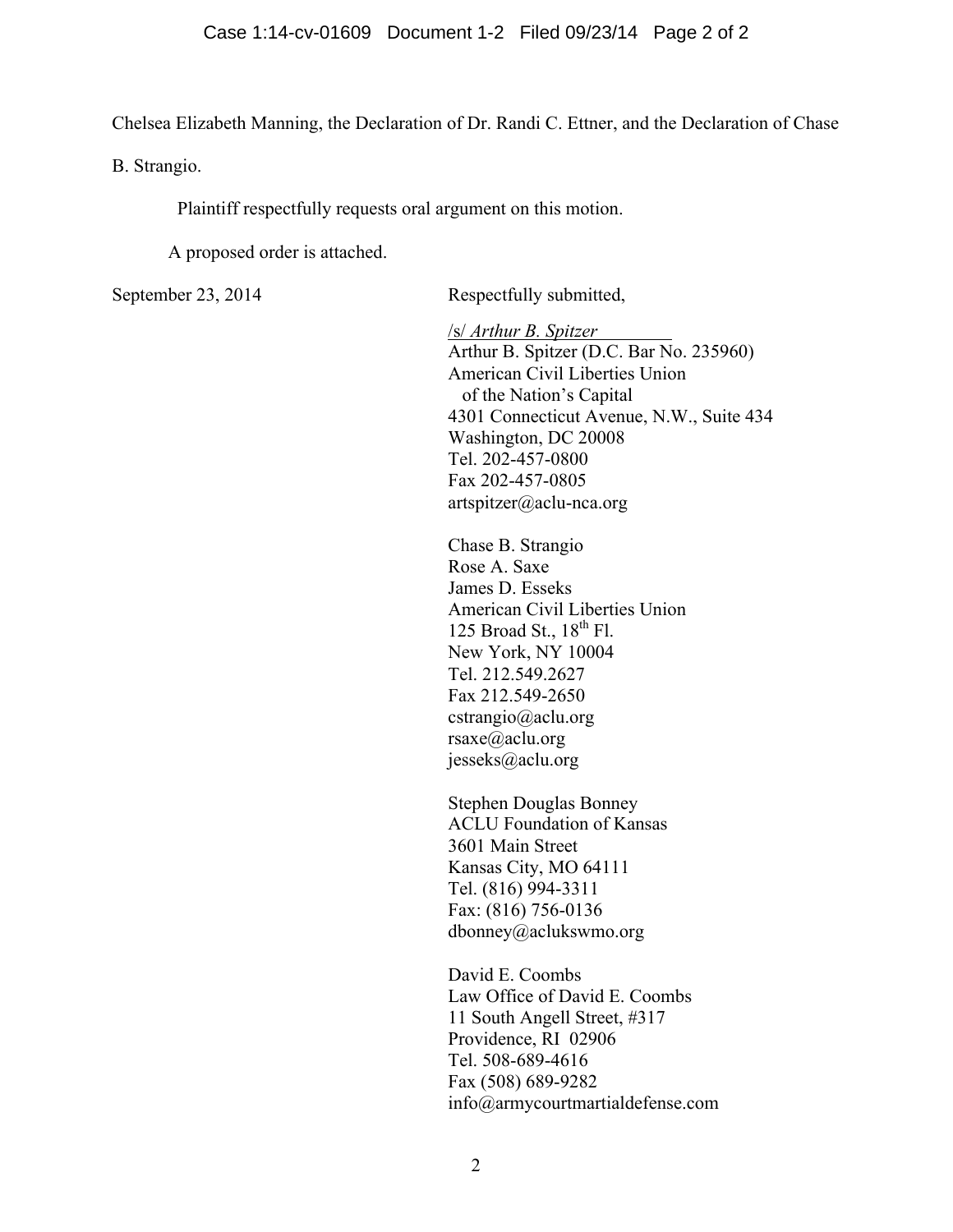Chelsea Elizabeth Manning, the Declaration of Dr. Randi C. Ettner, and the Declaration of Chase B. Strangio.

Plaintiff respectfully requests oral argument on this motion.

A proposed order is attached.

September 23, 2014

Respectfully submitted,

/s/ *Arthur B. Spitzer*
Arthur B. Spitzer (D.C. Bar No. 235960)
American Civil Liberties Union
of the Nation's Capital
4301 Connecticut Avenue, N.W., Suite 434
Washington, DC 20008
Tel. 202-457-0800
Fax 202-457-0805
artspitzer@aclu-nca.org

Chase B. Strangio
Rose A. Saxe
James D. Esseks
American Civil Liberties Union
125 Broad St., 18th Fl.
New York, NY 10004
Tel. 212.549.2627
Fax 212.549-2650
cstrangio@aclu.org
rsaxe@aclu.org
jesseks@aclu.org

Stephen Douglas Bonney
ACLU Foundation of Kansas
3601 Main Street
Kansas City, MO 64111
Tel. (816) 994-3311
Fax: (816) 756-0136
dbonney@aclukswmo.org

David E. Coombs
Law Office of David E. Coombs
11 South Angell Street, #317
Providence, RI 02906
Tel. 508-689-4616
Fax (508) 689-9282
info@armycourtmartialdefense.com